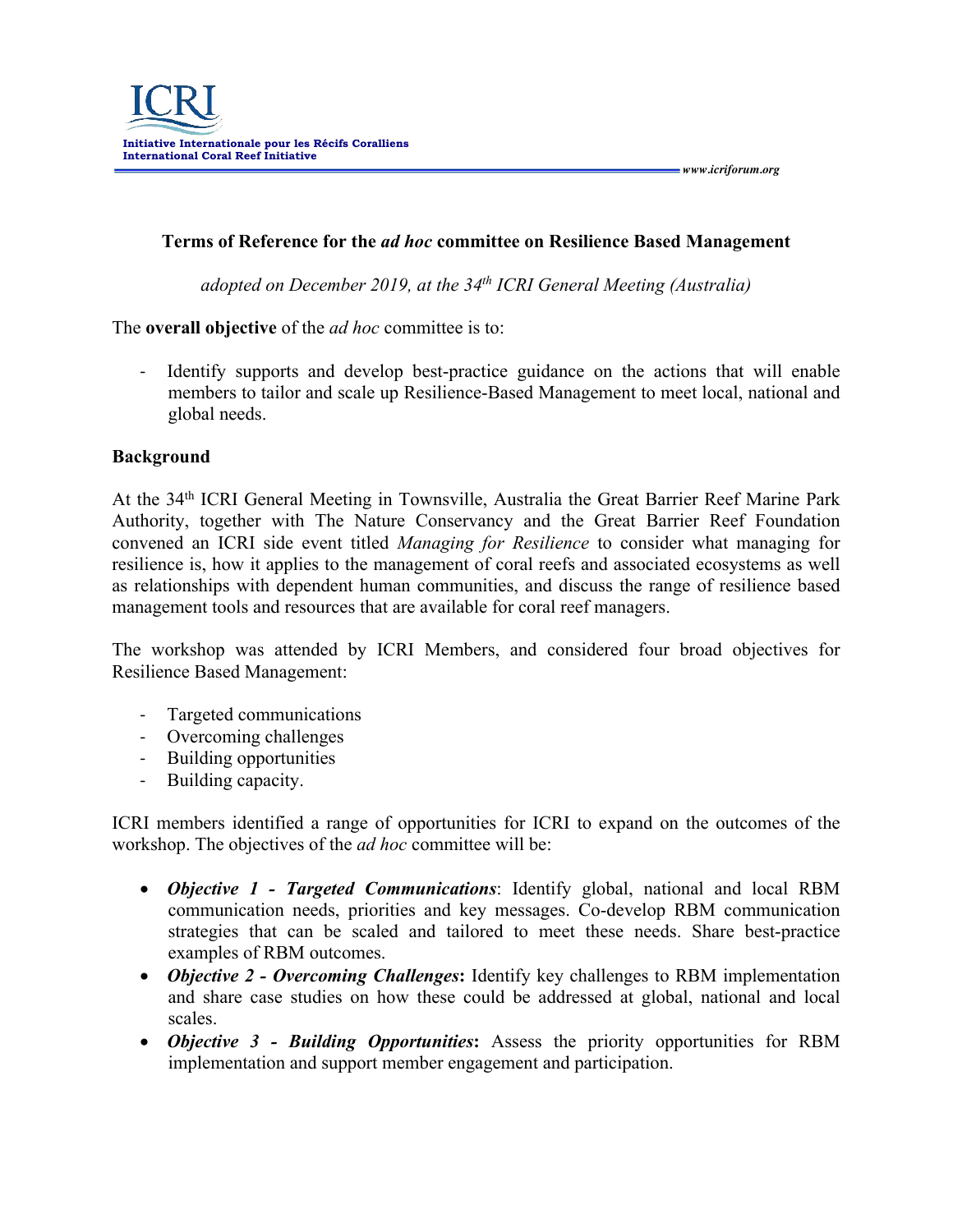Initiative Internationale pour les Récifs Coralliens
International Coral Reef Initiative

www.icriforum.org

# Terms of Reference for the *ad hoc* committee on Resilience Based Management

*adopted on December 2019, at the 34th ICRI General Meeting (Australia)*

The **overall objective** of the *ad hoc* committee is to:

- Identify supports and develop best-practice guidance on the actions that will enable members to tailor and scale up Resilience-Based Management to meet local, national and global needs.

## Background

At the 34th ICRI General Meeting in Townsville, Australia the Great Barrier Reef Marine Park Authority, together with The Nature Conservancy and the Great Barrier Reef Foundation convened an ICRI side event titled *Managing for Resilience* to consider what managing for resilience is, how it applies to the management of coral reefs and associated ecosystems as well as relationships with dependent human communities, and discuss the range of resilience based management tools and resources that are available for coral reef managers.

The workshop was attended by ICRI Members, and considered four broad objectives for Resilience Based Management:

- Targeted communications
- Overcoming challenges
- Building opportunities
- Building capacity.

ICRI members identified a range of opportunities for ICRI to expand on the outcomes of the workshop. The objectives of the *ad hoc* committee will be:

- ***Objective 1 - Targeted Communications***: Identify global, national and local RBM communication needs, priorities and key messages. Co-develop RBM communication strategies that can be scaled and tailored to meet these needs. Share best-practice examples of RBM outcomes.
- ***Objective 2 - Overcoming Challenges*****:** Identify key challenges to RBM implementation and share case studies on how these could be addressed at global, national and local scales.
- ***Objective 3 - Building Opportunities*****:** Assess the priority opportunities for RBM implementation and support member engagement and participation.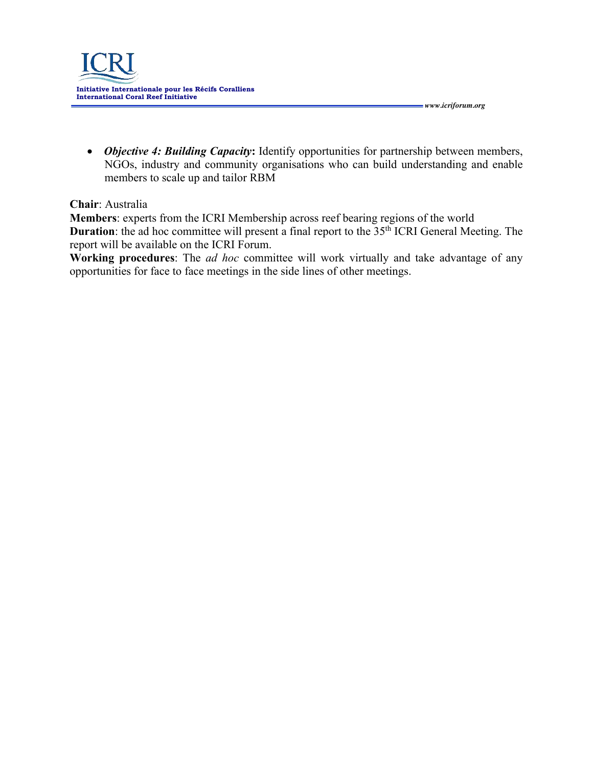- ***Objective 4: Building Capacity*****:** Identify opportunities for partnership between members, NGOs, industry and community organisations who can build understanding and enable members to scale up and tailor RBM

**Chair**: Australia
**Members**: experts from the ICRI Membership across reef bearing regions of the world
**Duration**: the ad hoc committee will present a final report to the 35th ICRI General Meeting. The report will be available on the ICRI Forum.
**Working procedures**: The *ad hoc* committee will work virtually and take advantage of any opportunities for face to face meetings in the side lines of other meetings.